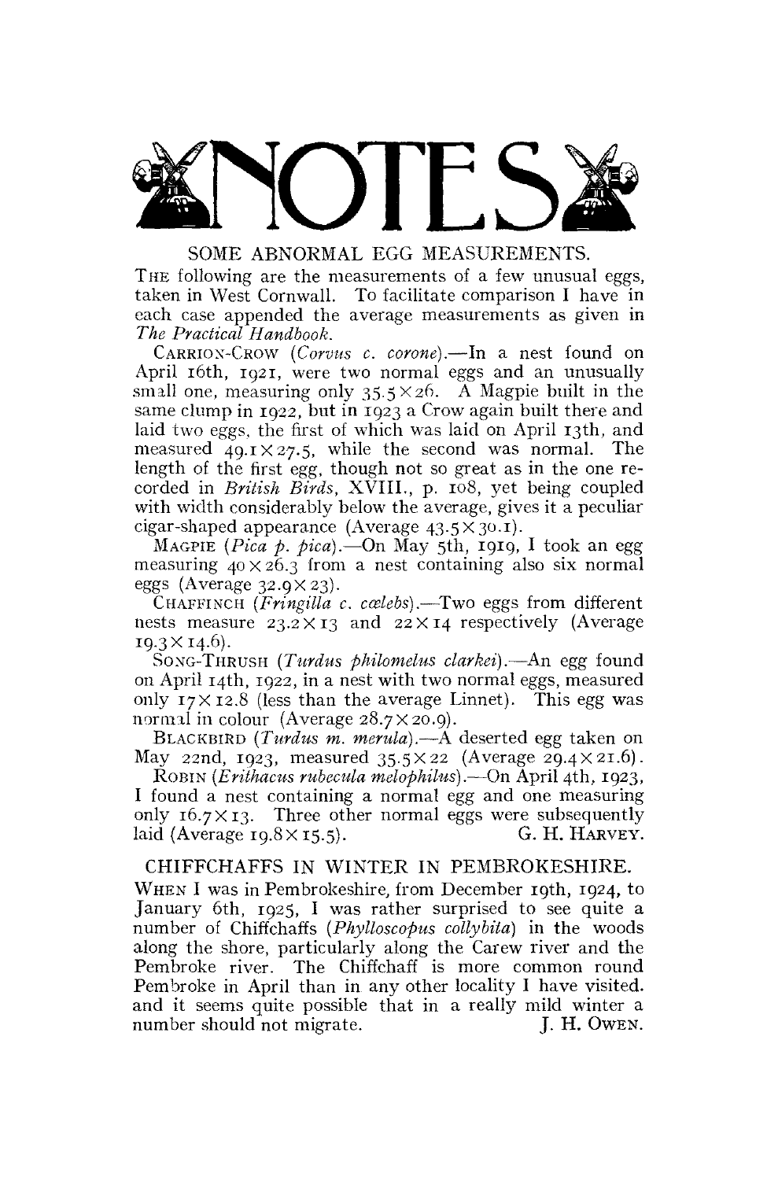# NOTES

## SOME ABNORMAL EGG MEASUREMENTS.

The following are the measurements of a few unusual eggs, taken in West Cornwall. To facilitate comparison I have in each case appended the average measurements as given in *The Practical Handbook*.

Carrion-Crow (*Corvus c. corone*).—In a nest found on April 16th, 1921, were two normal eggs and an unusually small one, measuring only 35.5×26. A Magpie built in the same clump in 1922, but in 1923 a Crow again built there and laid two eggs, the first of which was laid on April 13th, and measured 49.1×27.5, while the second was normal. The length of the first egg, though not so great as in the one recorded in *British Birds*, XVIII., p. 108, yet being coupled with width considerably below the average, gives it a peculiar cigar-shaped appearance (Average 43.5×30.1).

Magpie (*Pica p. pica*).—On May 5th, 1919, I took an egg measuring 40×26.3 from a nest containing also six normal eggs (Average 32.9×23).

Chaffinch (*Fringilla c. cœlebs*).—Two eggs from different nests measure 23.2×13 and 22×14 respectively (Average 19.3×14.6).

Song-Thrush (*Turdus philomelus clarkei*).—An egg found on April 14th, 1922, in a nest with two normal eggs, measured only 17×12.8 (less than the average Linnet). This egg was normal in colour (Average 28.7×20.9).

Blackbird (*Turdus m. merula*).—A deserted egg taken on May 22nd, 1923, measured 35.5×22 (Average 29.4×21.6).

Robin (*Erithacus rubecula melophilus*).—On April 4th, 1923, I found a nest containing a normal egg and one measuring only 16.7×13. Three other normal eggs were subsequently laid (Average 19.8×15.5).

G. H. Harvey.

## CHIFFCHAFFS IN WINTER IN PEMBROKESHIRE.

When I was in Pembrokeshire, from December 19th, 1924, to January 6th, 1925, I was rather surprised to see quite a number of Chiffchaffs (*Phylloscopus collybita*) in the woods along the shore, particularly along the Carew river and the Pembroke river. The Chiffchaff is more common round Pembroke in April than in any other locality I have visited. and it seems quite possible that in a really mild winter a number should not migrate.

J. H. Owen.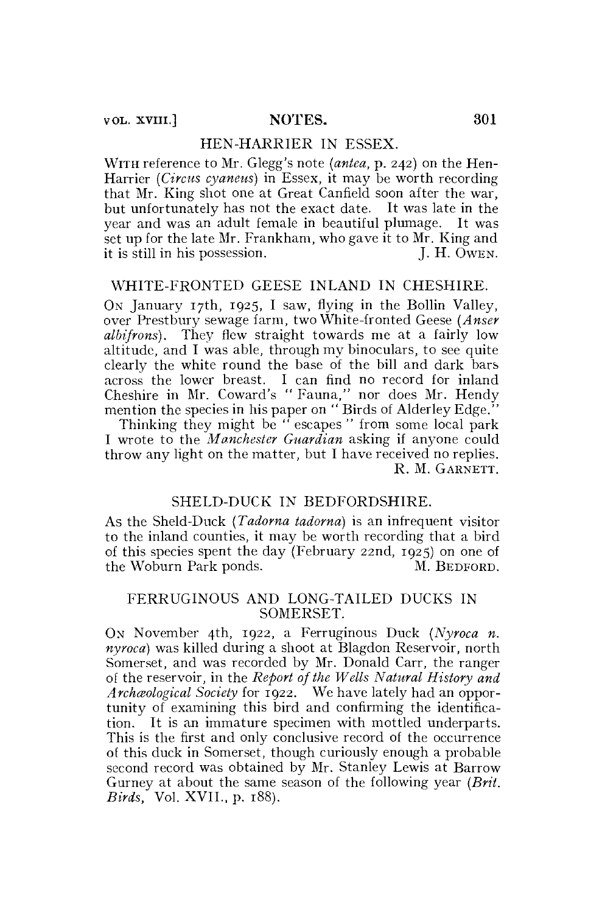## HEN-HARRIER IN ESSEX.

With reference to Mr. Glegg's note (*antea*, p. 242) on the Hen-Harrier (*Circus cyaneus*) in Essex, it may be worth recording that Mr. King shot one at Great Canfield soon after the war, but unfortunately has not the exact date. It was late in the year and was an adult female in beautiful plumage. It was set up for the late Mr. Frankham, who gave it to Mr. King and it is still in his possession.

J. H. Owen.

## WHITE-FRONTED GEESE INLAND IN CHESHIRE.

On January 17th, 1925, I saw, flying in the Bollin Valley, over Prestbury sewage farm, two White-fronted Geese (*Anser albifrons*). They flew straight towards me at a fairly low altitude, and I was able, through my binoculars, to see quite clearly the white round the base of the bill and dark bars across the lower breast. I can find no record for inland Cheshire in Mr. Coward's "Fauna," nor does Mr. Hendy mention the species in his paper on "Birds of Alderley Edge."

Thinking they might be "escapes" from some local park I wrote to the *Manchester Guardian* asking if anyone could throw any light on the matter, but I have received no replies.

R. M. Garnett.

## SHELD-DUCK IN BEDFORDSHIRE.

As the Sheld-Duck (*Tadorna tadorna*) is an infrequent visitor to the inland counties, it may be worth recording that a bird of this species spent the day (February 22nd, 1925) on one of the Woburn Park ponds.

M. Bedford.

## FERRUGINOUS AND LONG-TAILED DUCKS IN SOMERSET.

On November 4th, 1922, a Ferruginous Duck (*Nyroca n. nyroca*) was killed during a shoot at Blagdon Reservoir, north Somerset, and was recorded by Mr. Donald Carr, the ranger of the reservoir, in the *Report of the Wells Natural History and Archæological Society* for 1922. We have lately had an opportunity of examining this bird and confirming the identification. It is an immature specimen with mottled underparts. This is the first and only conclusive record of the occurrence of this duck in Somerset, though curiously enough a probable second record was obtained by Mr. Stanley Lewis at Barrow Gurney at about the same season of the following year (*Brit. Birds*, Vol. XVII., p. 188).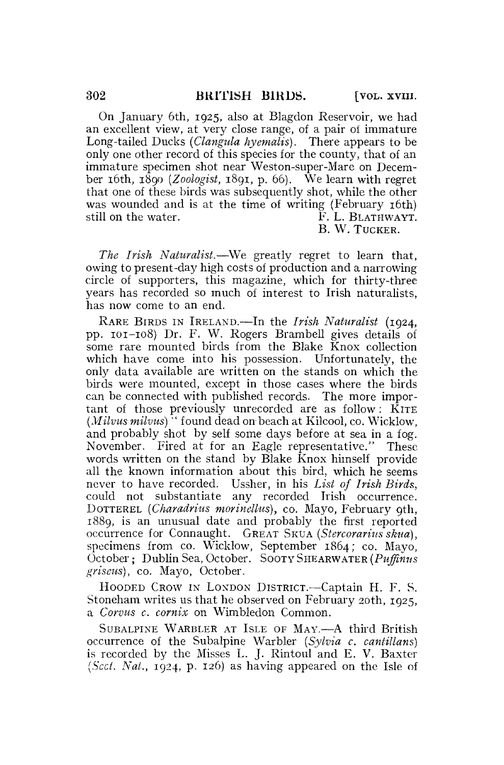On January 6th, 1925, also at Blagdon Reservoir, we had an excellent view, at very close range, of a pair of immature Long-tailed Ducks (*Clangula hyemalis*). There appears to be only one other record of this species for the county, that of an immature specimen shot near Weston-super-Mare on December 16th, 1890 (*Zoologist*, 1891, p. 66). We learn with regret that one of these birds was subsequently shot, while the other was wounded and is at the time of writing (February 16th) still on the water.

F. L. Blathwayt.
B. W. Tucker.

*The Irish Naturalist*.—We greatly regret to learn that, owing to present-day high costs of production and a narrowing circle of supporters, this magazine, which for thirty-three years has recorded so much of interest to Irish naturalists, has now come to an end.

Rare Birds in Ireland.—In the *Irish Naturalist* (1924, pp. 101–108) Dr. F. W. Rogers Brambell gives details of some rare mounted birds from the Blake Knox collection which have come into his possession. Unfortunately, the only data available are written on the stands on which the birds were mounted, except in those cases where the birds can be connected with published records. The more important of those previously unrecorded are as follow: Kite (*Milvus milvus*) "found dead on beach at Kilcool, co. Wicklow, and probably shot by self some days before at sea in a fog. November. Fired at for an Eagle representative." These words written on the stand by Blake Knox himself provide all the known information about this bird, which he seems never to have recorded. Ussher, in his *List of Irish Birds*, could not substantiate any recorded Irish occurrence. Dotterel (*Charadrius morinellus*), co. Mayo, February 9th, 1889, is an unusual date and probably the first reported occurrence for Connaught. Great Skua (*Stercorarius skua*), specimens from co. Wicklow, September 1864; co. Mayo, October; Dublin Sea, October. Sooty Shearwater (*Puffinus griseus*), co. Mayo, October.

Hooded Crow in London District.—Captain H. F. S. Stoneham writes us that he observed on February 20th, 1925, a *Corvus c. cornix* on Wimbledon Common.

Subalpine Warbler at Isle of May.—A third British occurrence of the Subalpine Warbler (*Sylvia c. cantillans*) is recorded by the Misses L. J. Rintoul and E. V. Baxter (*Scot. Nat.*, 1924, p. 126) as having appeared on the Isle of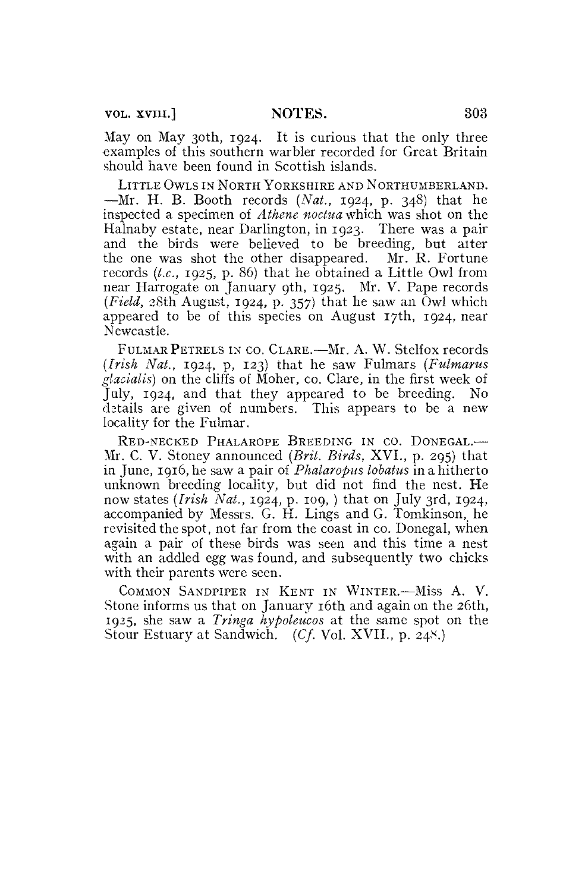May on May 30th, 1924. It is curious that the only three examples of this southern warbler recorded for Great Britain should have been found in Scottish islands.

LITTLE OWLS IN NORTH YORKSHIRE AND NORTHUMBERLAND.—Mr. H. B. Booth records (*Nat.*, 1924, p. 348) that he inspected a specimen of *Athene noctua* which was shot on the Halnaby estate, near Darlington, in 1923. There was a pair and the birds were believed to be breeding, but after the one was shot the other disappeared. Mr. R. Fortune records (*t.c.*, 1925, p. 86) that he obtained a Little Owl from near Harrogate on January 9th, 1925. Mr. V. Pape records (*Field*, 28th August, 1924, p. 357) that he saw an Owl which appeared to be of this species on August 17th, 1924, near Newcastle.

FULMAR PETRELS IN CO. CLARE.—Mr. A. W. Stelfox records (*Irish Nat.*, 1924, p, 123) that he saw Fulmars (*Fulmarus glacialis*) on the cliffs of Moher, co. Clare, in the first week of July, 1924, and that they appeared to be breeding. No details are given of numbers. This appears to be a new locality for the Fulmar.

RED-NECKED PHALAROPE BREEDING IN CO. DONEGAL.—Mr. C. V. Stoney announced (*Brit. Birds*, XVI., p. 295) that in June, 1916, he saw a pair of *Phalaropus lobatus* in a hitherto unknown breeding locality, but did not find the nest. He now states (*Irish Nat.*, 1924, p. 109, ) that on July 3rd, 1924, accompanied by Messrs. G. H. Lings and G. Tomkinson, he revisited the spot, not far from the coast in co. Donegal, when again a pair of these birds was seen and this time a nest with an addled egg was found, and subsequently two chicks with their parents were seen.

COMMON SANDPIPER IN KENT IN WINTER.—Miss A. V. Stone informs us that on January 16th and again on the 26th, 1925, she saw a *Tringa hypoleucos* at the same spot on the Stour Estuary at Sandwich. (*Cf.* Vol. XVII., p. 248.)